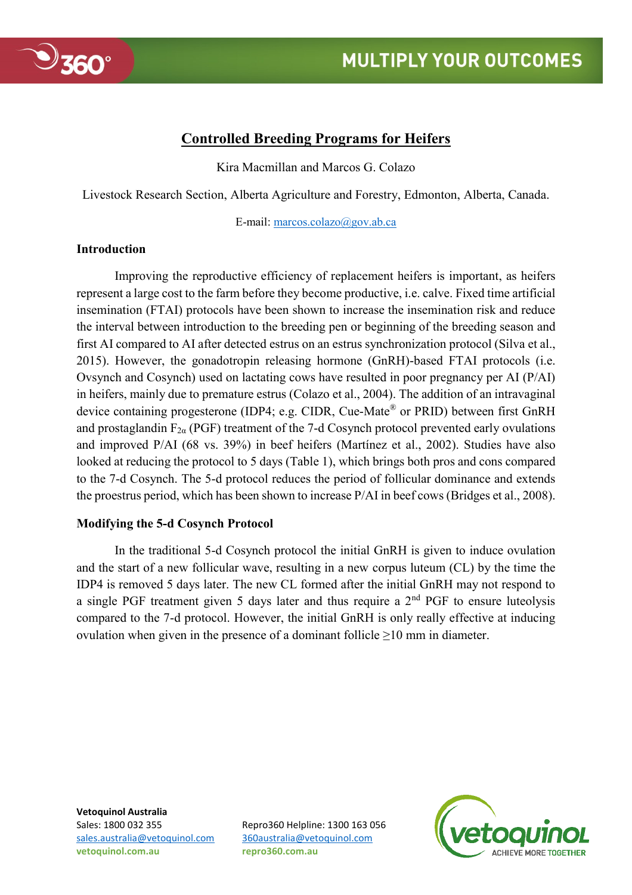# Controlled Breeding Programs for Heifers

Kira Macmillan and Marcos G. Colazo

Livestock Research Section, Alberta Agriculture and Forestry, Edmonton, Alberta, Canada.

E-mail: marcos.colazo@gov.ab.ca

## Introduction

Improving the reproductive efficiency of replacement heifers is important, as heifers represent a large cost to the farm before they become productive, i.e. calve. Fixed time artificial insemination (FTAI) protocols have been shown to increase the insemination risk and reduce the interval between introduction to the breeding pen or beginning of the breeding season and first AI compared to AI after detected estrus on an estrus synchronization protocol (Silva et al., 2015). However, the gonadotropin releasing hormone (GnRH)-based FTAI protocols (i.e. Ovsynch and Cosynch) used on lactating cows have resulted in poor pregnancy per AI (P/AI) in heifers, mainly due to premature estrus (Colazo et al., 2004). The addition of an intravaginal device containing progesterone (IDP4; e.g. CIDR, Cue-Mate® or PRID) between first GnRH and prostaglandin $F_{2\alpha}$ (PGF) treatment of the 7-d Cosynch protocol prevented early ovulations and improved P/AI (68 vs. 39%) in beef heifers (Martínez et al., 2002). Studies have also looked at reducing the protocol to 5 days (Table 1), which brings both pros and cons compared to the 7-d Cosynch. The 5-d protocol reduces the period of follicular dominance and extends the proestrus period, which has been shown to increase P/AI in beef cows (Bridges et al., 2008).

## Modifying the 5-d Cosynch Protocol

In the traditional 5-d Cosynch protocol the initial GnRH is given to induce ovulation and the start of a new follicular wave, resulting in a new corpus luteum (CL) by the time the IDP4 is removed 5 days later. The new CL formed after the initial GnRH may not respond to a single PGF treatment given 5 days later and thus require a 2nd PGF to ensure luteolysis compared to the 7-d protocol. However, the initial GnRH is only really effective at inducing ovulation when given in the presence of a dominant follicle ≥10 mm in diameter.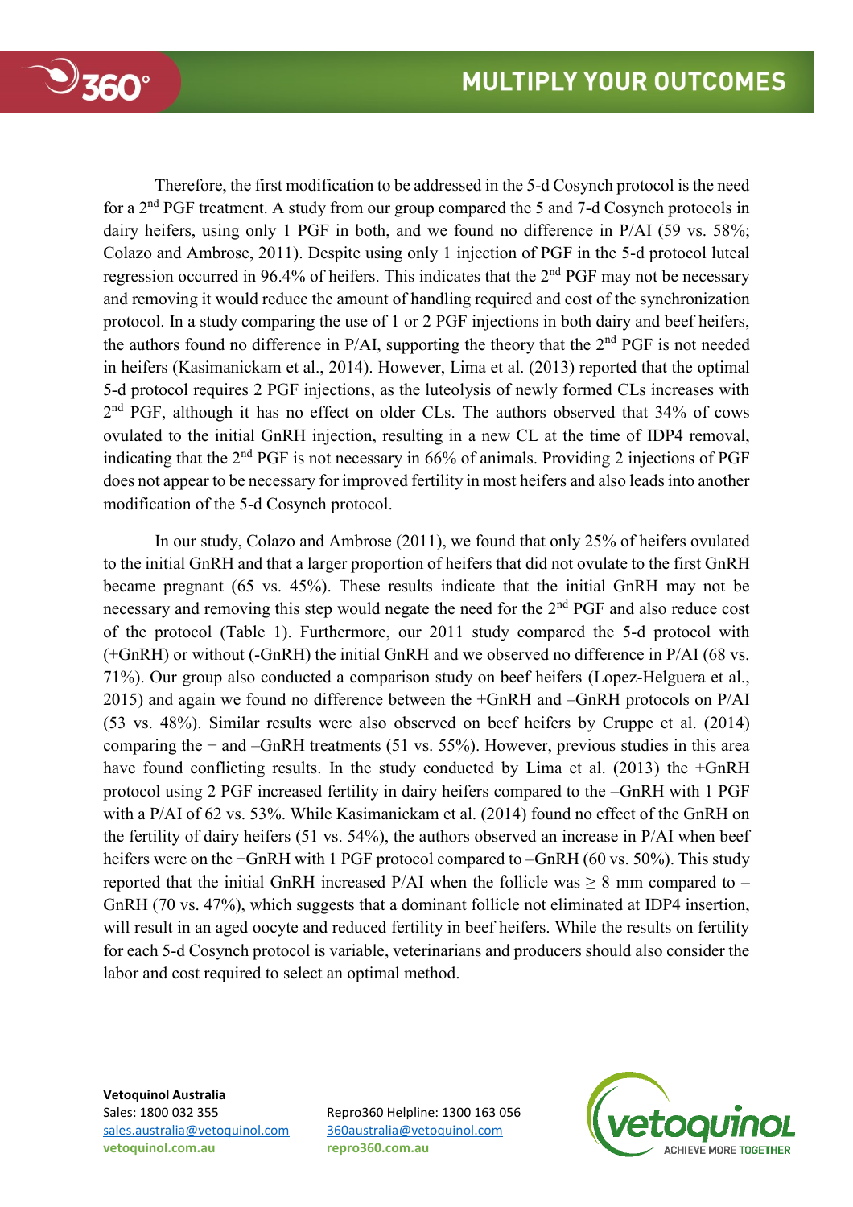Therefore, the first modification to be addressed in the 5-d Cosynch protocol is the need for a 2nd PGF treatment. A study from our group compared the 5 and 7-d Cosynch protocols in dairy heifers, using only 1 PGF in both, and we found no difference in P/AI (59 vs. 58%; Colazo and Ambrose, 2011). Despite using only 1 injection of PGF in the 5-d protocol luteal regression occurred in 96.4% of heifers. This indicates that the 2nd PGF may not be necessary and removing it would reduce the amount of handling required and cost of the synchronization protocol. In a study comparing the use of 1 or 2 PGF injections in both dairy and beef heifers, the authors found no difference in P/AI, supporting the theory that the 2nd PGF is not needed in heifers (Kasimanickam et al., 2014). However, Lima et al. (2013) reported that the optimal 5-d protocol requires 2 PGF injections, as the luteolysis of newly formed CLs increases with 2nd PGF, although it has no effect on older CLs. The authors observed that 34% of cows ovulated to the initial GnRH injection, resulting in a new CL at the time of IDP4 removal, indicating that the 2nd PGF is not necessary in 66% of animals. Providing 2 injections of PGF does not appear to be necessary for improved fertility in most heifers and also leads into another modification of the 5-d Cosynch protocol.

In our study, Colazo and Ambrose (2011), we found that only 25% of heifers ovulated to the initial GnRH and that a larger proportion of heifers that did not ovulate to the first GnRH became pregnant (65 vs. 45%). These results indicate that the initial GnRH may not be necessary and removing this step would negate the need for the 2nd PGF and also reduce cost of the protocol (Table 1). Furthermore, our 2011 study compared the 5-d protocol with (+GnRH) or without (-GnRH) the initial GnRH and we observed no difference in P/AI (68 vs. 71%). Our group also conducted a comparison study on beef heifers (Lopez-Helguera et al., 2015) and again we found no difference between the +GnRH and –GnRH protocols on P/AI (53 vs. 48%). Similar results were also observed on beef heifers by Cruppe et al. (2014) comparing the + and –GnRH treatments (51 vs. 55%). However, previous studies in this area have found conflicting results. In the study conducted by Lima et al. (2013) the +GnRH protocol using 2 PGF increased fertility in dairy heifers compared to the –GnRH with 1 PGF with a P/AI of 62 vs. 53%. While Kasimanickam et al. (2014) found no effect of the GnRH on the fertility of dairy heifers (51 vs. 54%), the authors observed an increase in P/AI when beef heifers were on the +GnRH with 1 PGF protocol compared to –GnRH (60 vs. 50%). This study reported that the initial GnRH increased P/AI when the follicle was $\geq$ 8 mm compared to –GnRH (70 vs. 47%), which suggests that a dominant follicle not eliminated at IDP4 insertion, will result in an aged oocyte and reduced fertility in beef heifers. While the results on fertility for each 5-d Cosynch protocol is variable, veterinarians and producers should also consider the labor and cost required to select an optimal method.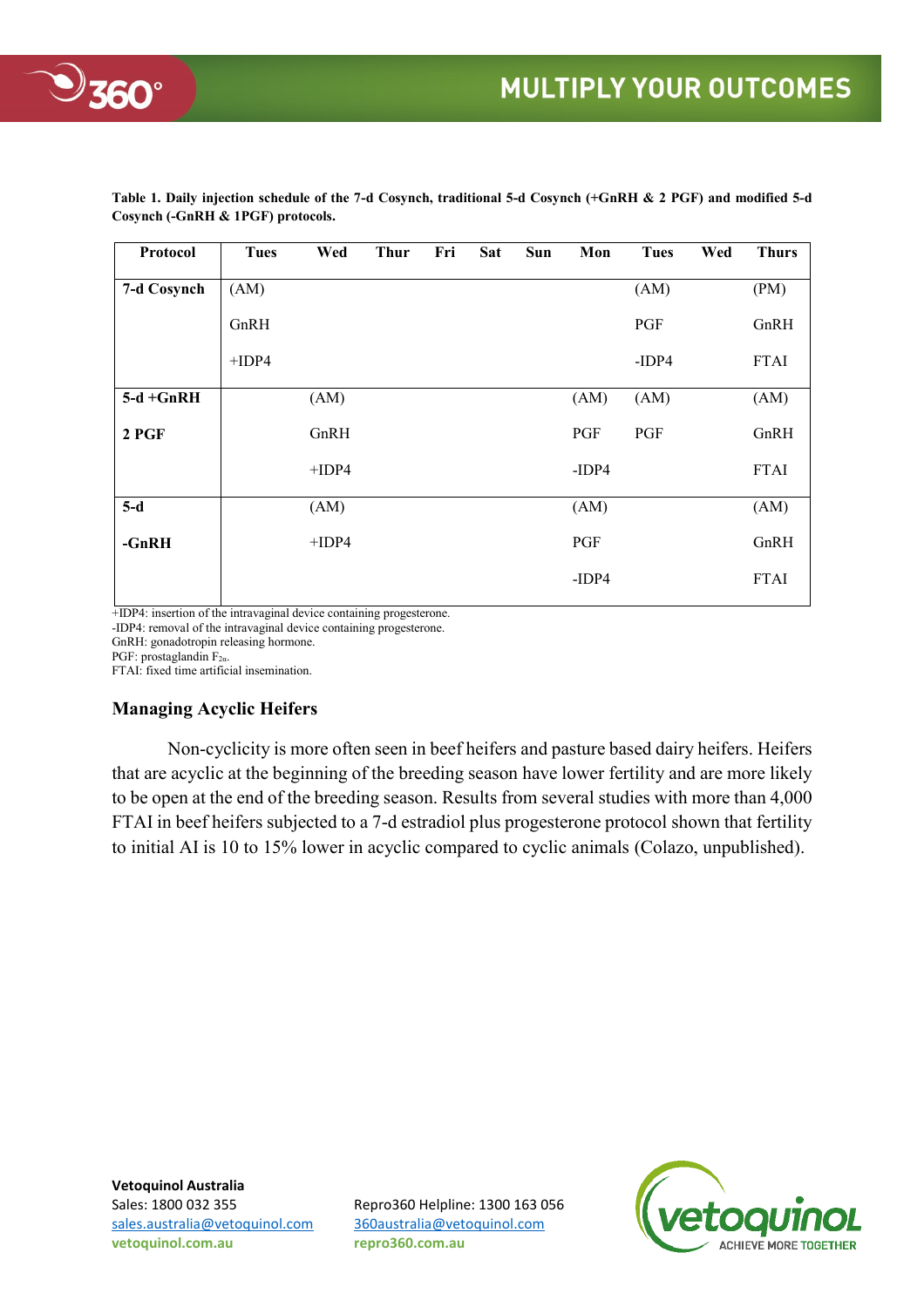**Table 1. Daily injection schedule of the 7-d Cosynch, traditional 5-d Cosynch (+GnRH & 2 PGF) and modified 5-d Cosynch (-GnRH & 1PGF) protocols.**

| Protocol | Tues | Wed | Thur | Fri | Sat | Sun | Mon | Tues | Wed | Thurs |
|---|---|---|---|---|---|---|---|---|---|---|
| 7-d Cosynch | (AM) GnRH +IDP4 | | | | | | | (AM) PGF -IDP4 | | (PM) GnRH FTAI |
| 5-d +GnRH 2 PGF | | (AM) GnRH +IDP4 | | | | | (AM) PGF -IDP4 | (AM) PGF | | (AM) GnRH FTAI |
| 5-d -GnRH | | (AM) +IDP4 | | | | | (AM) PGF -IDP4 | | | (AM) GnRH FTAI |

+IDP4: insertion of the intravaginal device containing progesterone.
-IDP4: removal of the intravaginal device containing progesterone.
GnRH: gonadotropin releasing hormone.
PGF: prostaglandin $F_{2\alpha}$.
FTAI: fixed time artificial insemination.

## Managing Acyclic Heifers

Non-cyclicity is more often seen in beef heifers and pasture based dairy heifers. Heifers that are acyclic at the beginning of the breeding season have lower fertility and are more likely to be open at the end of the breeding season. Results from several studies with more than 4,000 FTAI in beef heifers subjected to a 7-d estradiol plus progesterone protocol shown that fertility to initial AI is 10 to 15% lower in acyclic compared to cyclic animals (Colazo, unpublished).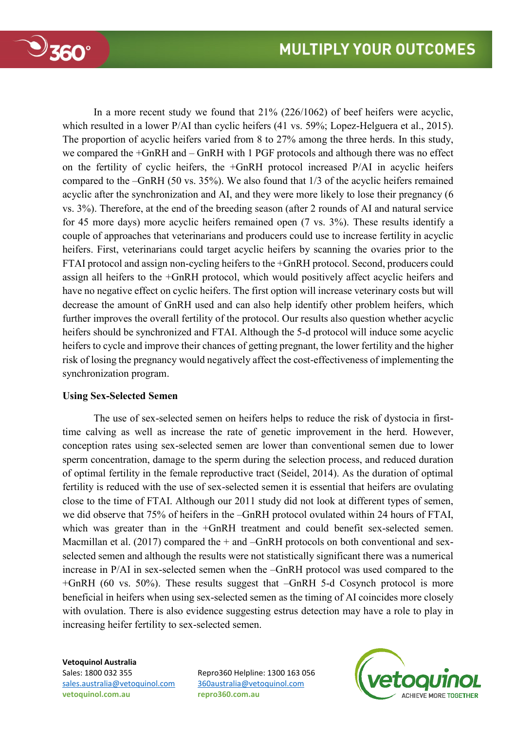In a more recent study we found that 21% (226/1062) of beef heifers were acyclic, which resulted in a lower P/AI than cyclic heifers (41 vs. 59%; Lopez-Helguera et al., 2015). The proportion of acyclic heifers varied from 8 to 27% among the three herds. In this study, we compared the +GnRH and – GnRH with 1 PGF protocols and although there was no effect on the fertility of cyclic heifers, the +GnRH protocol increased P/AI in acyclic heifers compared to the –GnRH (50 vs. 35%). We also found that 1/3 of the acyclic heifers remained acyclic after the synchronization and AI, and they were more likely to lose their pregnancy (6 vs. 3%). Therefore, at the end of the breeding season (after 2 rounds of AI and natural service for 45 more days) more acyclic heifers remained open (7 vs. 3%). These results identify a couple of approaches that veterinarians and producers could use to increase fertility in acyclic heifers. First, veterinarians could target acyclic heifers by scanning the ovaries prior to the FTAI protocol and assign non-cycling heifers to the +GnRH protocol. Second, producers could assign all heifers to the +GnRH protocol, which would positively affect acyclic heifers and have no negative effect on cyclic heifers. The first option will increase veterinary costs but will decrease the amount of GnRH used and can also help identify other problem heifers, which further improves the overall fertility of the protocol. Our results also question whether acyclic heifers should be synchronized and FTAI. Although the 5-d protocol will induce some acyclic heifers to cycle and improve their chances of getting pregnant, the lower fertility and the higher risk of losing the pregnancy would negatively affect the cost-effectiveness of implementing the synchronization program.

**Using Sex-Selected Semen**

The use of sex-selected semen on heifers helps to reduce the risk of dystocia in first-time calving as well as increase the rate of genetic improvement in the herd. However, conception rates using sex-selected semen are lower than conventional semen due to lower sperm concentration, damage to the sperm during the selection process, and reduced duration of optimal fertility in the female reproductive tract (Seidel, 2014). As the duration of optimal fertility is reduced with the use of sex-selected semen it is essential that heifers are ovulating close to the time of FTAI. Although our 2011 study did not look at different types of semen, we did observe that 75% of heifers in the –GnRH protocol ovulated within 24 hours of FTAI, which was greater than in the +GnRH treatment and could benefit sex-selected semen. Macmillan et al. (2017) compared the + and –GnRH protocols on both conventional and sex-selected semen and although the results were not statistically significant there was a numerical increase in P/AI in sex-selected semen when the –GnRH protocol was used compared to the +GnRH (60 vs. 50%). These results suggest that –GnRH 5-d Cosynch protocol is more beneficial in heifers when using sex-selected semen as the timing of AI coincides more closely with ovulation. There is also evidence suggesting estrus detection may have a role to play in increasing heifer fertility to sex-selected semen.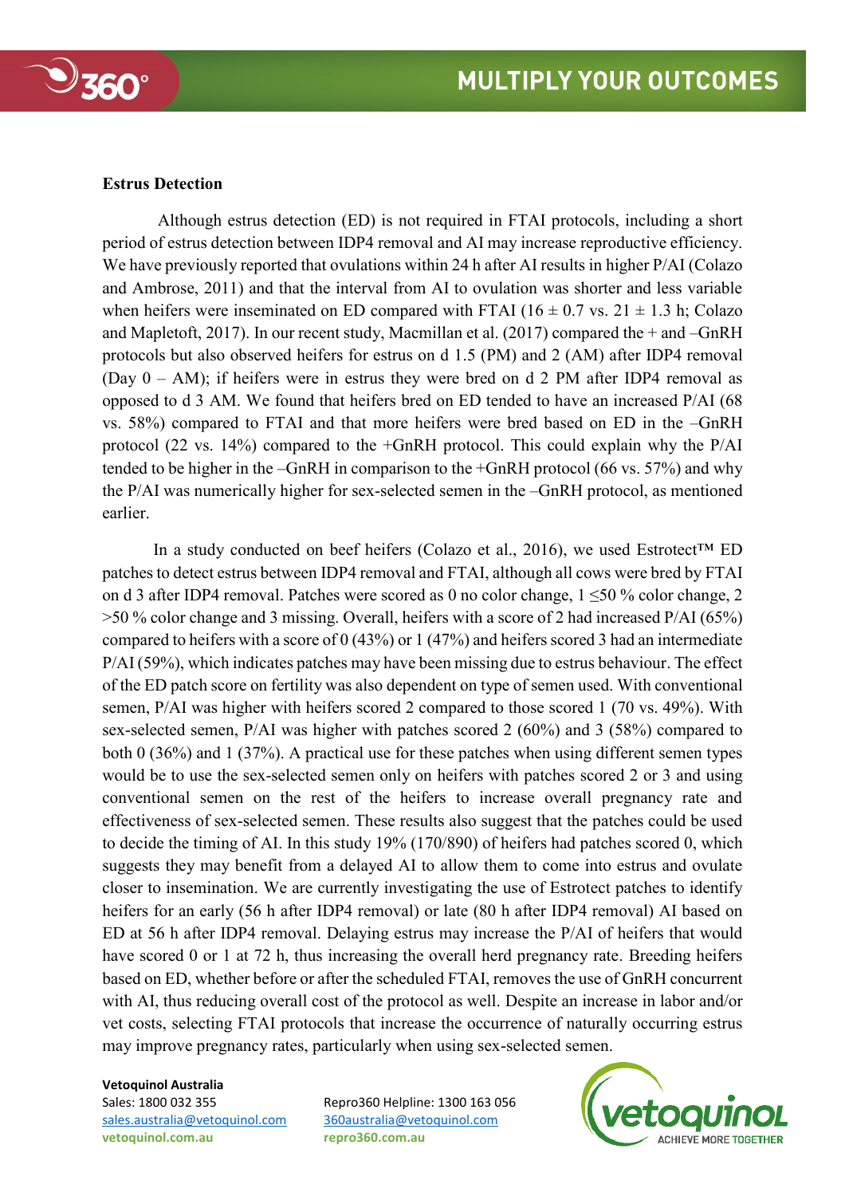**Estrus Detection**

Although estrus detection (ED) is not required in FTAI protocols, including a short period of estrus detection between IDP4 removal and AI may increase reproductive efficiency. We have previously reported that ovulations within 24 h after AI results in higher P/AI (Colazo and Ambrose, 2011) and that the interval from AI to ovulation was shorter and less variable when heifers were inseminated on ED compared with FTAI (16 ± 0.7 vs. 21 ± 1.3 h; Colazo and Mapletoft, 2017). In our recent study, Macmillan et al. (2017) compared the + and –GnRH protocols but also observed heifers for estrus on d 1.5 (PM) and 2 (AM) after IDP4 removal (Day 0 – AM); if heifers were in estrus they were bred on d 2 PM after IDP4 removal as opposed to d 3 AM. We found that heifers bred on ED tended to have an increased P/AI (68 vs. 58%) compared to FTAI and that more heifers were bred based on ED in the –GnRH protocol (22 vs. 14%) compared to the +GnRH protocol. This could explain why the P/AI tended to be higher in the –GnRH in comparison to the +GnRH protocol (66 vs. 57%) and why the P/AI was numerically higher for sex-selected semen in the –GnRH protocol, as mentioned earlier.

In a study conducted on beef heifers (Colazo et al., 2016), we used Estrotect™ ED patches to detect estrus between IDP4 removal and FTAI, although all cows were bred by FTAI on d 3 after IDP4 removal. Patches were scored as 0 no color change, 1 ≤50 % color change, 2 >50 % color change and 3 missing. Overall, heifers with a score of 2 had increased P/AI (65%) compared to heifers with a score of 0 (43%) or 1 (47%) and heifers scored 3 had an intermediate P/AI (59%), which indicates patches may have been missing due to estrus behaviour. The effect of the ED patch score on fertility was also dependent on type of semen used. With conventional semen, P/AI was higher with heifers scored 2 compared to those scored 1 (70 vs. 49%). With sex-selected semen, P/AI was higher with patches scored 2 (60%) and 3 (58%) compared to both 0 (36%) and 1 (37%). A practical use for these patches when using different semen types would be to use the sex-selected semen only on heifers with patches scored 2 or 3 and using conventional semen on the rest of the heifers to increase overall pregnancy rate and effectiveness of sex-selected semen. These results also suggest that the patches could be used to decide the timing of AI. In this study 19% (170/890) of heifers had patches scored 0, which suggests they may benefit from a delayed AI to allow them to come into estrus and ovulate closer to insemination. We are currently investigating the use of Estrotect patches to identify heifers for an early (56 h after IDP4 removal) or late (80 h after IDP4 removal) AI based on ED at 56 h after IDP4 removal. Delaying estrus may increase the P/AI of heifers that would have scored 0 or 1 at 72 h, thus increasing the overall herd pregnancy rate. Breeding heifers based on ED, whether before or after the scheduled FTAI, removes the use of GnRH concurrent with AI, thus reducing overall cost of the protocol as well. Despite an increase in labor and/or vet costs, selecting FTAI protocols that increase the occurrence of naturally occurring estrus may improve pregnancy rates, particularly when using sex-selected semen.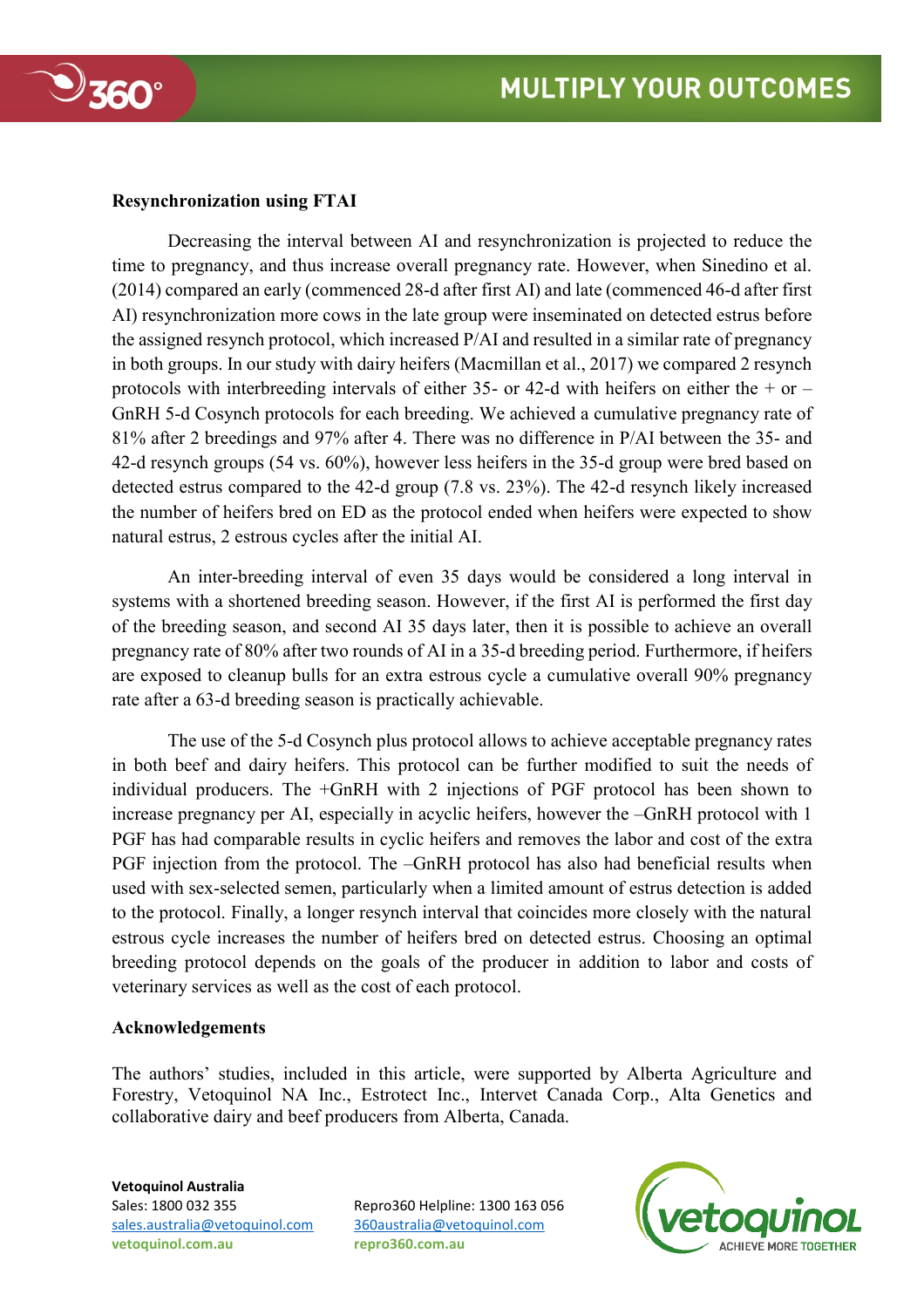**Resynchronization using FTAI**

Decreasing the interval between AI and resynchronization is projected to reduce the time to pregnancy, and thus increase overall pregnancy rate. However, when Sinedino et al. (2014) compared an early (commenced 28-d after first AI) and late (commenced 46-d after first AI) resynchronization more cows in the late group were inseminated on detected estrus before the assigned resynch protocol, which increased P/AI and resulted in a similar rate of pregnancy in both groups. In our study with dairy heifers (Macmillan et al., 2017) we compared 2 resynch protocols with interbreeding intervals of either 35- or 42-d with heifers on either the + or – GnRH 5-d Cosynch protocols for each breeding. We achieved a cumulative pregnancy rate of 81% after 2 breedings and 97% after 4. There was no difference in P/AI between the 35- and 42-d resynch groups (54 vs. 60%), however less heifers in the 35-d group were bred based on detected estrus compared to the 42-d group (7.8 vs. 23%). The 42-d resynch likely increased the number of heifers bred on ED as the protocol ended when heifers were expected to show natural estrus, 2 estrous cycles after the initial AI.

An inter-breeding interval of even 35 days would be considered a long interval in systems with a shortened breeding season. However, if the first AI is performed the first day of the breeding season, and second AI 35 days later, then it is possible to achieve an overall pregnancy rate of 80% after two rounds of AI in a 35-d breeding period. Furthermore, if heifers are exposed to cleanup bulls for an extra estrous cycle a cumulative overall 90% pregnancy rate after a 63-d breeding season is practically achievable.

The use of the 5-d Cosynch plus protocol allows to achieve acceptable pregnancy rates in both beef and dairy heifers. This protocol can be further modified to suit the needs of individual producers. The +GnRH with 2 injections of PGF protocol has been shown to increase pregnancy per AI, especially in acyclic heifers, however the –GnRH protocol with 1 PGF has had comparable results in cyclic heifers and removes the labor and cost of the extra PGF injection from the protocol. The –GnRH protocol has also had beneficial results when used with sex-selected semen, particularly when a limited amount of estrus detection is added to the protocol. Finally, a longer resynch interval that coincides more closely with the natural estrous cycle increases the number of heifers bred on detected estrus. Choosing an optimal breeding protocol depends on the goals of the producer in addition to labor and costs of veterinary services as well as the cost of each protocol.

**Acknowledgements**

The authors' studies, included in this article, were supported by Alberta Agriculture and Forestry, Vetoquinol NA Inc., Estrotect Inc., Intervet Canada Corp., Alta Genetics and collaborative dairy and beef producers from Alberta, Canada.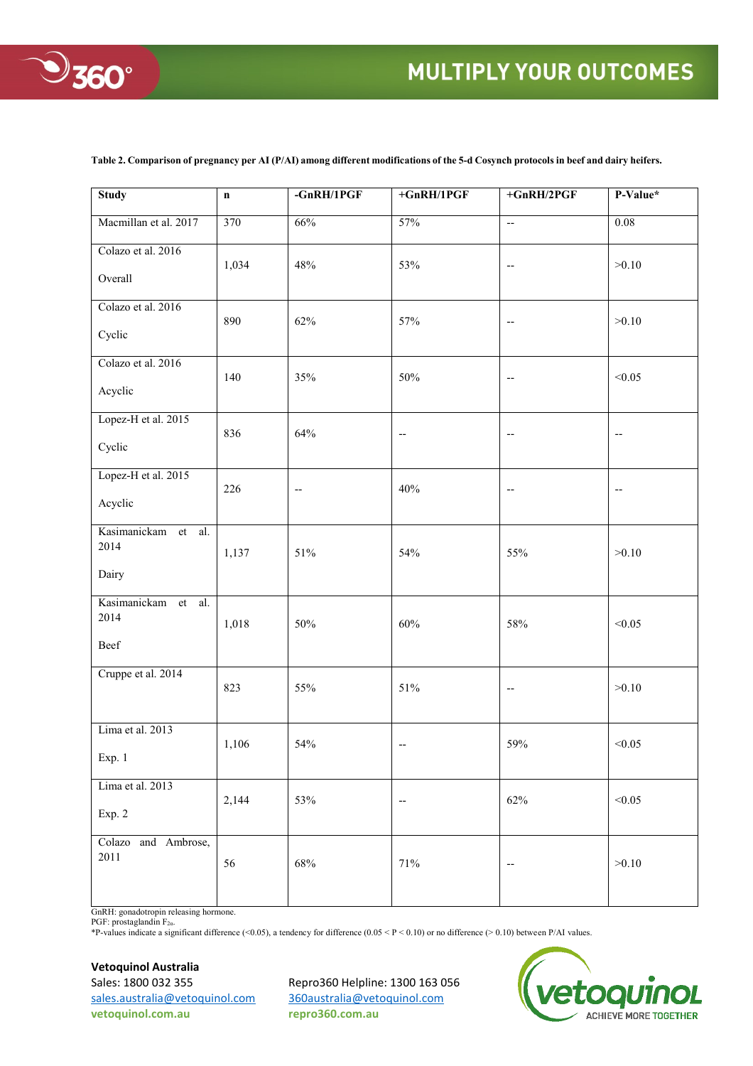**Table 2. Comparison of pregnancy per AI (P/AI) among different modifications of the 5-d Cosynch protocols in beef and dairy heifers.**

| Study | n | -GnRH/1PGF | +GnRH/1PGF | +GnRH/2PGF | P-Value* |
|---|---|---|---|---|---|
| Macmillan et al. 2017 | 370 | 66% | 57% | -- | 0.08 |
| Colazo et al. 2016 Overall | 1,034 | 48% | 53% | -- | >0.10 |
| Colazo et al. 2016 Cyclic | 890 | 62% | 57% | -- | >0.10 |
| Colazo et al. 2016 Acyclic | 140 | 35% | 50% | -- | <0.05 |
| Lopez-H et al. 2015 Cyclic | 836 | 64% | -- | -- | -- |
| Lopez-H et al. 2015 Acyclic | 226 | -- | 40% | -- | -- |
| Kasimanickam et al. 2014 Dairy | 1,137 | 51% | 54% | 55% | >0.10 |
| Kasimanickam et al. 2014 Beef | 1,018 | 50% | 60% | 58% | <0.05 |
| Cruppe et al. 2014 | 823 | 55% | 51% | -- | >0.10 |
| Lima et al. 2013 Exp. 1 | 1,106 | 54% | -- | 59% | <0.05 |
| Lima et al. 2013 Exp. 2 | 2,144 | 53% | -- | 62% | <0.05 |
| Colazo and Ambrose, 2011 | 56 | 68% | 71% | -- | >0.10 |

GnRH: gonadotropin releasing hormone.
PGF: prostaglandin $F_{2\alpha}$.
*P-values indicate a significant difference (<0.05), a tendency for difference (0.05 < P < 0.10) or no difference (> 0.10) between P/AI values.

**Vetoquinol Australia**
Sales: 1800 032 355
sales.australia@vetoquinol.com
**vetoquinol.com.au**

Repro360 Helpline: 1300 163 056
360australia@vetoquinol.com
**repro360.com.au**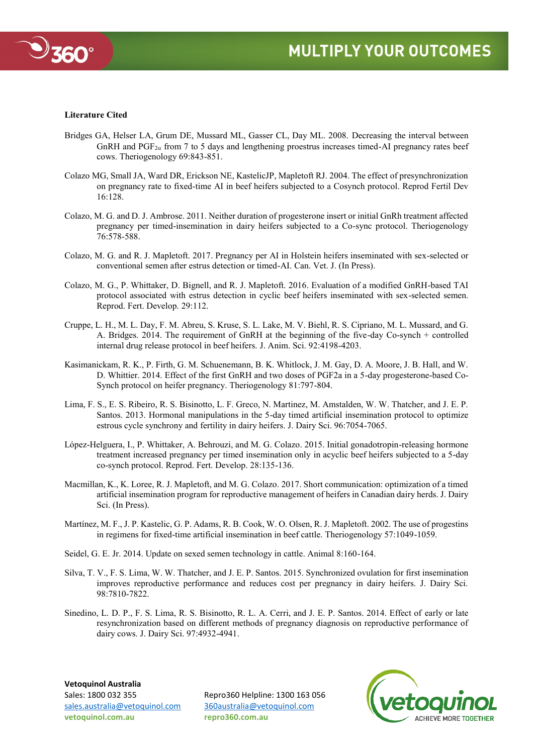**Literature Cited**

Bridges GA, Helser LA, Grum DE, Mussard ML, Gasser CL, Day ML. 2008. Decreasing the interval between GnRH and $PGF_{2\alpha}$ from 7 to 5 days and lengthening proestrus increases timed-AI pregnancy rates beef cows. Theriogenology 69:843-851.

Colazo MG, Small JA, Ward DR, Erickson NE, KastelicJP, Mapletoft RJ. 2004. The effect of presynchronization on pregnancy rate to fixed-time AI in beef heifers subjected to a Cosynch protocol. Reprod Fertil Dev 16:128.

Colazo, M. G. and D. J. Ambrose. 2011. Neither duration of progesterone insert or initial GnRh treatment affected pregnancy per timed-insemination in dairy heifers subjected to a Co-sync protocol. Theriogenology 76:578-588.

Colazo, M. G. and R. J. Mapletoft. 2017. Pregnancy per AI in Holstein heifers inseminated with sex-selected or conventional semen after estrus detection or timed-AI. Can. Vet. J. (In Press).

Colazo, M. G., P. Whittaker, D. Bignell, and R. J. Mapletoft. 2016. Evaluation of a modified GnRH-based TAI protocol associated with estrus detection in cyclic beef heifers inseminated with sex-selected semen. Reprod. Fert. Develop. 29:112.

Cruppe, L. H., M. L. Day, F. M. Abreu, S. Kruse, S. L. Lake, M. V. Biehl, R. S. Cipriano, M. L. Mussard, and G. A. Bridges. 2014. The requirement of GnRH at the beginning of the five-day Co-synch + controlled internal drug release protocol in beef heifers. J. Anim. Sci. 92:4198-4203.

Kasimanickam, R. K., P. Firth, G. M. Schuenemann, B. K. Whitlock, J. M. Gay, D. A. Moore, J. B. Hall, and W. D. Whittier. 2014. Effect of the first GnRH and two doses of PGF2a in a 5-day progesterone-based Co-Synch protocol on heifer pregnancy. Theriogenology 81:797-804.

Lima, F. S., E. S. Ribeiro, R. S. Bisinotto, L. F. Greco, N. Martinez, M. Amstalden, W. W. Thatcher, and J. E. P. Santos. 2013. Hormonal manipulations in the 5-day timed artificial insemination protocol to optimize estrous cycle synchrony and fertility in dairy heifers. J. Dairy Sci. 96:7054-7065.

López-Helguera, I., P. Whittaker, A. Behrouzi, and M. G. Colazo. 2015. Initial gonadotropin-releasing hormone treatment increased pregnancy per timed insemination only in acyclic beef heifers subjected to a 5-day co-synch protocol. Reprod. Fert. Develop. 28:135-136.

Macmillan, K., K. Loree, R. J. Mapletoft, and M. G. Colazo. 2017. Short communication: optimization of a timed artificial insemination program for reproductive management of heifers in Canadian dairy herds. J. Dairy Sci. (In Press).

Martínez, M. F., J. P. Kastelic, G. P. Adams, R. B. Cook, W. O. Olsen, R. J. Mapletoft. 2002. The use of progestins in regimens for fixed-time artificial insemination in beef cattle. Theriogenology 57:1049-1059.

Seidel, G. E. Jr. 2014. Update on sexed semen technology in cattle. Animal 8:160-164.

Silva, T. V., F. S. Lima, W. W. Thatcher, and J. E. P. Santos. 2015. Synchronized ovulation for first insemination improves reproductive performance and reduces cost per pregnancy in dairy heifers. J. Dairy Sci. 98:7810-7822.

Sinedino, L. D. P., F. S. Lima, R. S. Bisinotto, R. L. A. Cerri, and J. E. P. Santos. 2014. Effect of early or late resynchronization based on different methods of pregnancy diagnosis on reproductive performance of dairy cows. J. Dairy Sci. 97:4932-4941.